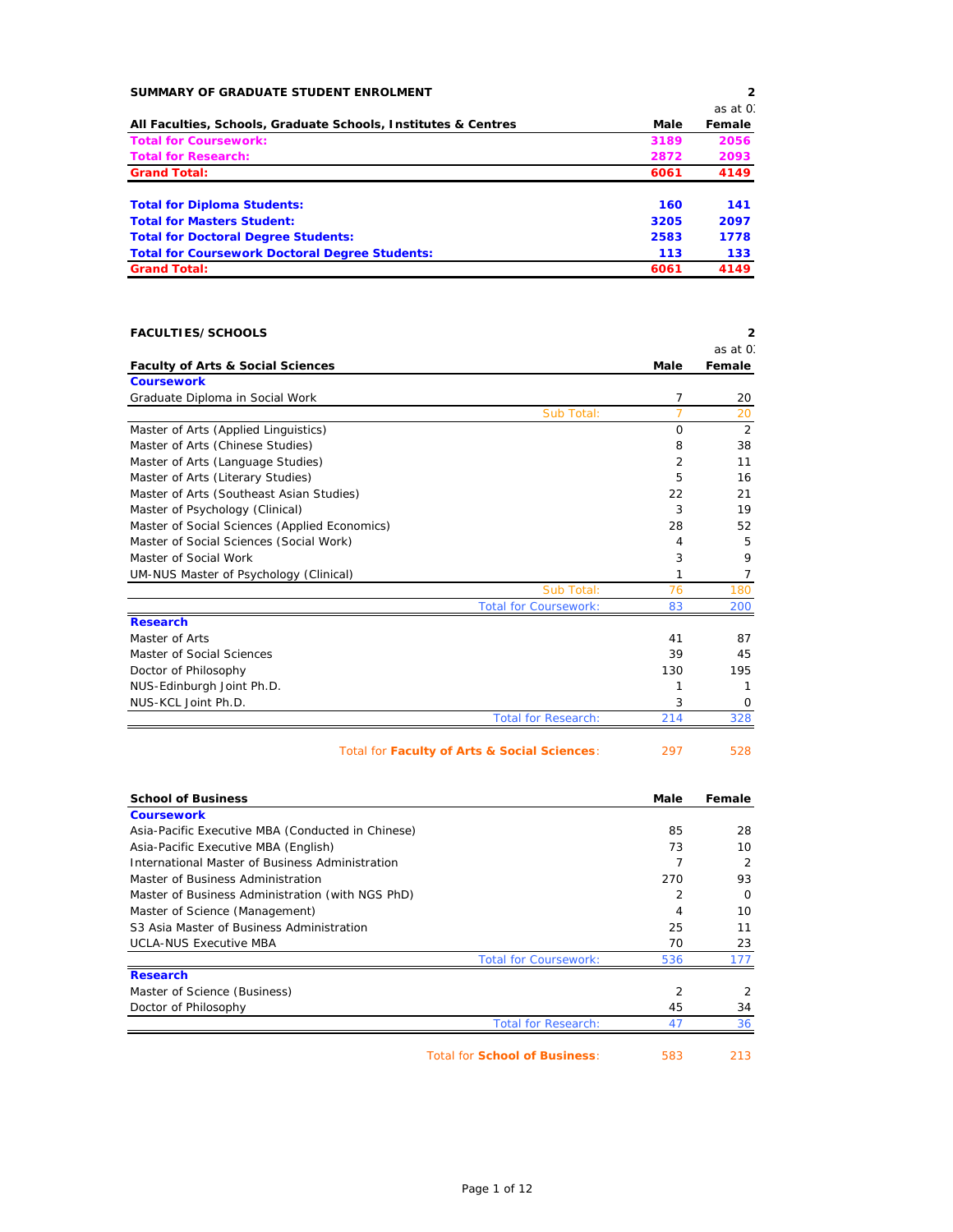## SUMMARY OF GRADUATE STUDENT ENROLMENT

2

as at 0

| All Faculties, Schools, Graduate Schools, Institutes & Centres | Male | Female |
|---|---|---|
| **Total for Coursework:** | **3189** | **2056** |
| **Total for Research:** | **2872** | **2093** |
| **Grand Total:** | **6061** | **4149** |
| | | |
| **Total for Diploma Students:** | **160** | **141** |
| **Total for Masters Student:** | **3205** | **2097** |
| **Total for Doctoral Degree Students:** | **2583** | **1778** |
| **Total for Coursework Doctoral Degree Students:** | **113** | **133** |
| **Grand Total:** | **6061** | **4149** |

## FACULTIES/SCHOOLS

2

as at 0

| Faculty of Arts & Social Sciences | Male | Female |
|---|---|---|
| **Coursework** | | |
| Graduate Diploma in Social Work | 7 | 20 |
| Sub Total: | 7 | 20 |
| Master of Arts (Applied Linguistics) | 0 | 2 |
| Master of Arts (Chinese Studies) | 8 | 38 |
| Master of Arts (Language Studies) | 2 | 11 |
| Master of Arts (Literary Studies) | 5 | 16 |
| Master of Arts (Southeast Asian Studies) | 22 | 21 |
| Master of Psychology (Clinical) | 3 | 19 |
| Master of Social Sciences (Applied Economics) | 28 | 52 |
| Master of Social Sciences (Social Work) | 4 | 5 |
| Master of Social Work | 3 | 9 |
| UM-NUS Master of Psychology (Clinical) | 1 | 7 |
| Sub Total: | 76 | 180 |
| Total for Coursework: | 83 | 200 |
| **Research** | | |
| Master of Arts | 41 | 87 |
| Master of Social Sciences | 39 | 45 |
| Doctor of Philosophy | 130 | 195 |
| NUS-Edinburgh Joint Ph.D. | 1 | 1 |
| NUS-KCL Joint Ph.D. | 3 | 0 |
| Total for Research: | 214 | 328 |
| Total for **Faculty of Arts & Social Sciences**: | 297 | 528 |

| School of Business | Male | Female |
|---|---|---|
| **Coursework** | | |
| Asia-Pacific Executive MBA (Conducted in Chinese) | 85 | 28 |
| Asia-Pacific Executive MBA (English) | 73 | 10 |
| International Master of Business Administration | 7 | 2 |
| Master of Business Administration | 270 | 93 |
| Master of Business Administration (with NGS PhD) | 2 | 0 |
| Master of Science (Management) | 4 | 10 |
| S3 Asia Master of Business Administration | 25 | 11 |
| UCLA-NUS Executive MBA | 70 | 23 |
| Total for Coursework: | 536 | 177 |
| **Research** | | |
| Master of Science (Business) | 2 | 2 |
| Doctor of Philosophy | 45 | 34 |
| Total for Research: | 47 | 36 |
| Total for **School of Business**: | 583 | 213 |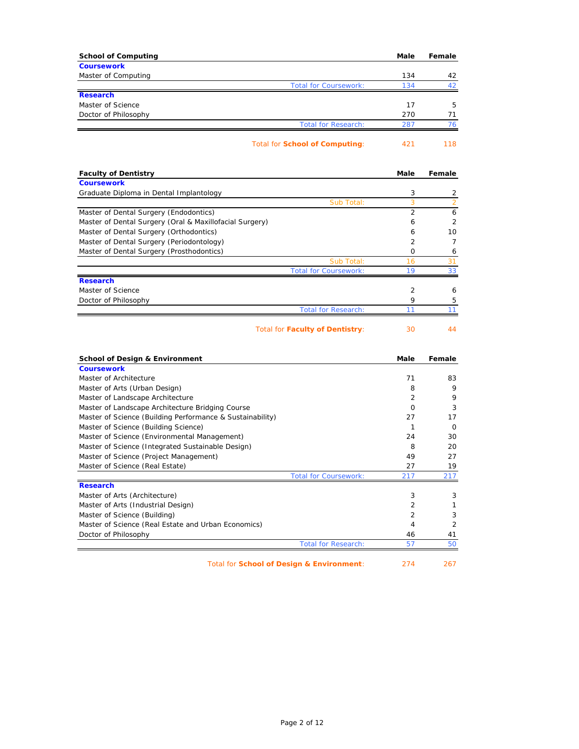| School of Computing | Male | Female |
|---|---|---|
| **Coursework** | | |
| Master of Computing | 134 | 42 |
| Total for Coursework: | 134 | 42 |
| **Research** | | |
| Master of Science | 17 | 5 |
| Doctor of Philosophy | 270 | 71 |
| Total for Research: | 287 | 76 |
| Total for **School of Computing**: | 421 | 118 |

| Faculty of Dentistry | Male | Female |
|---|---|---|
| **Coursework** | | |
| Graduate Diploma in Dental Implantology | 3 | 2 |
| Sub Total: | 3 | 2 |
| Master of Dental Surgery (Endodontics) | 2 | 6 |
| Master of Dental Surgery (Oral & Maxillofacial Surgery) | 6 | 2 |
| Master of Dental Surgery (Orthodontics) | 6 | 10 |
| Master of Dental Surgery (Periodontology) | 2 | 7 |
| Master of Dental Surgery (Prosthodontics) | 0 | 6 |
| Sub Total: | 16 | 31 |
| Total for Coursework: | 19 | 33 |
| **Research** | | |
| Master of Science | 2 | 6 |
| Doctor of Philosophy | 9 | 5 |
| Total for Research: | 11 | 11 |
| Total for **Faculty of Dentistry**: | 30 | 44 |

| School of Design & Environment | Male | Female |
|---|---|---|
| **Coursework** | | |
| Master of Architecture | 71 | 83 |
| Master of Arts (Urban Design) | 8 | 9 |
| Master of Landscape Architecture | 2 | 9 |
| Master of Landscape Architecture Bridging Course | 0 | 3 |
| Master of Science (Building Performance & Sustainability) | 27 | 17 |
| Master of Science (Building Science) | 1 | 0 |
| Master of Science (Environmental Management) | 24 | 30 |
| Master of Science (Integrated Sustainable Design) | 8 | 20 |
| Master of Science (Project Management) | 49 | 27 |
| Master of Science (Real Estate) | 27 | 19 |
| Total for Coursework: | 217 | 217 |
| **Research** | | |
| Master of Arts (Architecture) | 3 | 3 |
| Master of Arts (Industrial Design) | 2 | 1 |
| Master of Science (Building) | 2 | 3 |
| Master of Science (Real Estate and Urban Economics) | 4 | 2 |
| Doctor of Philosophy | 46 | 41 |
| Total for Research: | 57 | 50 |
| Total for **School of Design & Environment**: | 274 | 267 |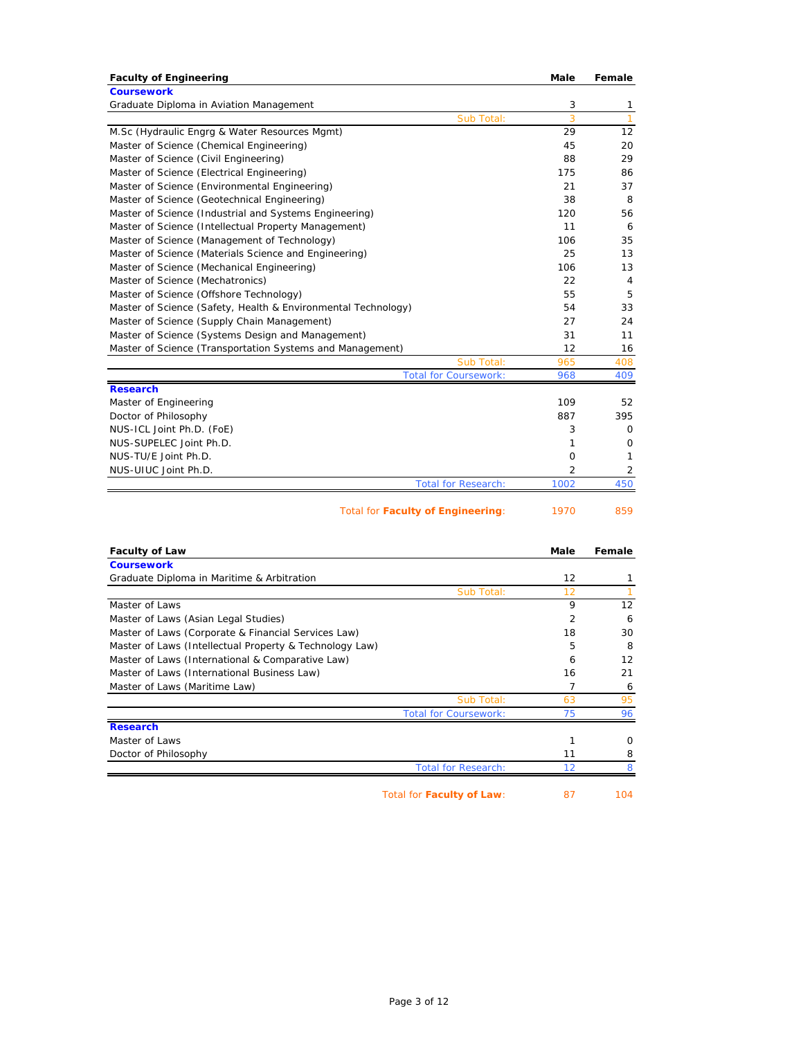| Faculty of Engineering | Male | Female |
|---|---|---|
| **Coursework** | | |
| Graduate Diploma in Aviation Management | 3 | 1 |
| Sub Total: | 3 | 1 |
| M.Sc (Hydraulic Engrg & Water Resources Mgmt) | 29 | 12 |
| Master of Science (Chemical Engineering) | 45 | 20 |
| Master of Science (Civil Engineering) | 88 | 29 |
| Master of Science (Electrical Engineering) | 175 | 86 |
| Master of Science (Environmental Engineering) | 21 | 37 |
| Master of Science (Geotechnical Engineering) | 38 | 8 |
| Master of Science (Industrial and Systems Engineering) | 120 | 56 |
| Master of Science (Intellectual Property Management) | 11 | 6 |
| Master of Science (Management of Technology) | 106 | 35 |
| Master of Science (Materials Science and Engineering) | 25 | 13 |
| Master of Science (Mechanical Engineering) | 106 | 13 |
| Master of Science (Mechatronics) | 22 | 4 |
| Master of Science (Offshore Technology) | 55 | 5 |
| Master of Science (Safety, Health & Environmental Technology) | 54 | 33 |
| Master of Science (Supply Chain Management) | 27 | 24 |
| Master of Science (Systems Design and Management) | 31 | 11 |
| Master of Science (Transportation Systems and Management) | 12 | 16 |
| Sub Total: | 965 | 408 |
| Total for Coursework: | 968 | 409 |
| **Research** | | |
| Master of Engineering | 109 | 52 |
| Doctor of Philosophy | 887 | 395 |
| NUS-ICL Joint Ph.D. (FoE) | 3 | 0 |
| NUS-SUPELEC Joint Ph.D. | 1 | 0 |
| NUS-TU/E Joint Ph.D. | 0 | 1 |
| NUS-UIUC Joint Ph.D. | 2 | 2 |
| Total for Research: | 1002 | 450 |
| Total for **Faculty of Engineering**: | 1970 | 859 |

| Faculty of Law | Male | Female |
|---|---|---|
| **Coursework** | | |
| Graduate Diploma in Maritime & Arbitration | 12 | 1 |
| Sub Total: | 12 | 1 |
| Master of Laws | 9 | 12 |
| Master of Laws (Asian Legal Studies) | 2 | 6 |
| Master of Laws (Corporate & Financial Services Law) | 18 | 30 |
| Master of Laws (Intellectual Property & Technology Law) | 5 | 8 |
| Master of Laws (International & Comparative Law) | 6 | 12 |
| Master of Laws (International Business Law) | 16 | 21 |
| Master of Laws (Maritime Law) | 7 | 6 |
| Sub Total: | 63 | 95 |
| Total for Coursework: | 75 | 96 |
| **Research** | | |
| Master of Laws | 1 | 0 |
| Doctor of Philosophy | 11 | 8 |
| Total for Research: | 12 | 8 |
| Total for **Faculty of Law**: | 87 | 104 |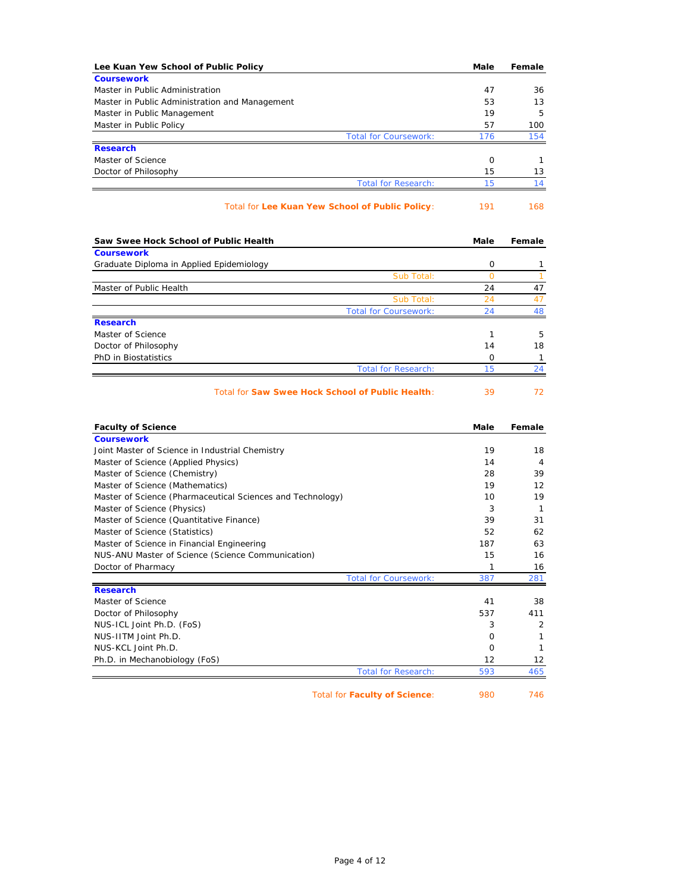| Lee Kuan Yew School of Public Policy | Male | Female |
|---|---|---|
| **Coursework** | | |
| Master in Public Administration | 47 | 36 |
| Master in Public Administration and Management | 53 | 13 |
| Master in Public Management | 19 | 5 |
| Master in Public Policy | 57 | 100 |
| Total for Coursework: | 176 | 154 |
| **Research** | | |
| Master of Science | 0 | 1 |
| Doctor of Philosophy | 15 | 13 |
| Total for Research: | 15 | 14 |
| Total for **Lee Kuan Yew School of Public Policy**: | 191 | 168 |

| Saw Swee Hock School of Public Health | Male | Female |
|---|---|---|
| **Coursework** | | |
| Graduate Diploma in Applied Epidemiology | 0 | 1 |
| Sub Total: | 0 | 1 |
| Master of Public Health | 24 | 47 |
| Sub Total: | 24 | 47 |
| Total for Coursework: | 24 | 48 |
| **Research** | | |
| Master of Science | 1 | 5 |
| Doctor of Philosophy | 14 | 18 |
| PhD in Biostatistics | 0 | 1 |
| Total for Research: | 15 | 24 |
| Total for **Saw Swee Hock School of Public Health**: | 39 | 72 |

| Faculty of Science | Male | Female |
|---|---|---|
| **Coursework** | | |
| Joint Master of Science in Industrial Chemistry | 19 | 18 |
| Master of Science (Applied Physics) | 14 | 4 |
| Master of Science (Chemistry) | 28 | 39 |
| Master of Science (Mathematics) | 19 | 12 |
| Master of Science (Pharmaceutical Sciences and Technology) | 10 | 19 |
| Master of Science (Physics) | 3 | 1 |
| Master of Science (Quantitative Finance) | 39 | 31 |
| Master of Science (Statistics) | 52 | 62 |
| Master of Science in Financial Engineering | 187 | 63 |
| NUS-ANU Master of Science (Science Communication) | 15 | 16 |
| Doctor of Pharmacy | 1 | 16 |
| Total for Coursework: | 387 | 281 |
| **Research** | | |
| Master of Science | 41 | 38 |
| Doctor of Philosophy | 537 | 411 |
| NUS-ICL Joint Ph.D. (FoS) | 3 | 2 |
| NUS-IITM Joint Ph.D. | 0 | 1 |
| NUS-KCL Joint Ph.D. | 0 | 1 |
| Ph.D. in Mechanobiology (FoS) | 12 | 12 |
| Total for Research: | 593 | 465 |
| Total for **Faculty of Science**: | 980 | 746 |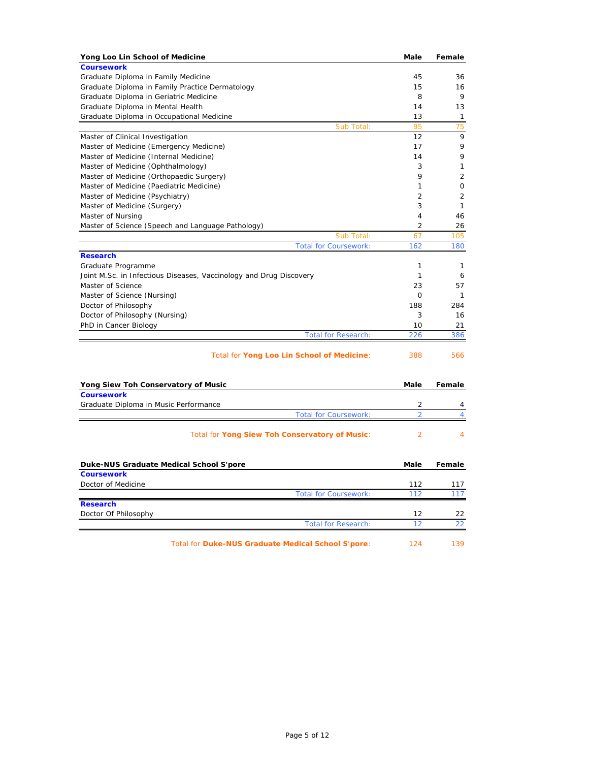| Yong Loo Lin School of Medicine | Male | Female |
|---|---|---|
| **Coursework** | | |
| Graduate Diploma in Family Medicine | 45 | 36 |
| Graduate Diploma in Family Practice Dermatology | 15 | 16 |
| Graduate Diploma in Geriatric Medicine | 8 | 9 |
| Graduate Diploma in Mental Health | 14 | 13 |
| Graduate Diploma in Occupational Medicine | 13 | 1 |
| Sub Total: | 95 | 75 |
| Master of Clinical Investigation | 12 | 9 |
| Master of Medicine (Emergency Medicine) | 17 | 9 |
| Master of Medicine (Internal Medicine) | 14 | 9 |
| Master of Medicine (Ophthalmology) | 3 | 1 |
| Master of Medicine (Orthopaedic Surgery) | 9 | 2 |
| Master of Medicine (Paediatric Medicine) | 1 | 0 |
| Master of Medicine (Psychiatry) | 2 | 2 |
| Master of Medicine (Surgery) | 3 | 1 |
| Master of Nursing | 4 | 46 |
| Master of Science (Speech and Language Pathology) | 2 | 26 |
| Sub Total: | 67 | 105 |
| Total for Coursework: | 162 | 180 |
| **Research** | | |
| Graduate Programme | 1 | 1 |
| Joint M.Sc. in Infectious Diseases, Vaccinology and Drug Discovery | 1 | 6 |
| Master of Science | 23 | 57 |
| Master of Science (Nursing) | 0 | 1 |
| Doctor of Philosophy | 188 | 284 |
| Doctor of Philosophy (Nursing) | 3 | 16 |
| PhD in Cancer Biology | 10 | 21 |
| Total for Research: | 226 | 386 |
| Total for **Yong Loo Lin School of Medicine**: | 388 | 566 |

| Yong Siew Toh Conservatory of Music | Male | Female |
|---|---|---|
| **Coursework** | | |
| Graduate Diploma in Music Performance | 2 | 4 |
| Total for Coursework: | 2 | 4 |
| Total for **Yong Siew Toh Conservatory of Music**: | 2 | 4 |

| Duke-NUS Graduate Medical School S'pore | Male | Female |
|---|---|---|
| **Coursework** | | |
| Doctor of Medicine | 112 | 117 |
| Total for Coursework: | 112 | 117 |
| **Research** | | |
| Doctor Of Philosophy | 12 | 22 |
| Total for Research: | 12 | 22 |
| Total for **Duke-NUS Graduate Medical School S'pore**: | 124 | 139 |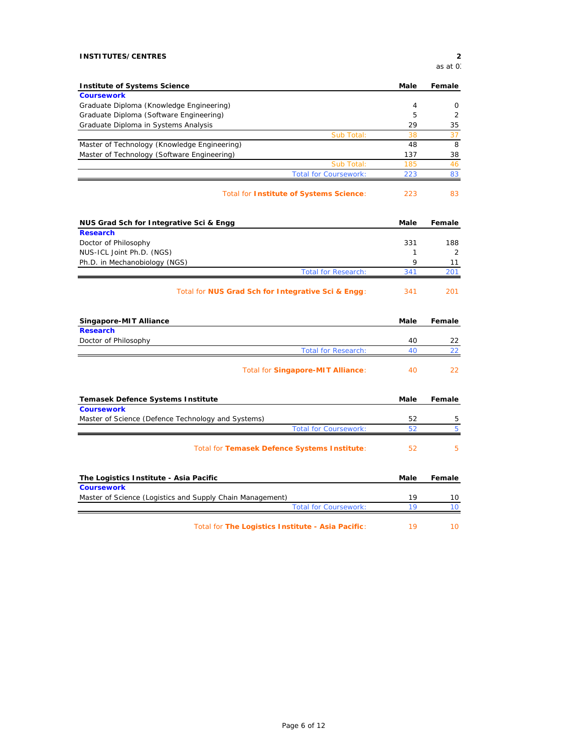## INSTITUTES/CENTRES

2
as at 0

| Institute of Systems Science | Male | Female |
|---|---|---|
| **Coursework** | | |
| Graduate Diploma (Knowledge Engineering) | 4 | 0 |
| Graduate Diploma (Software Engineering) | 5 | 2 |
| Graduate Diploma in Systems Analysis | 29 | 35 |
| Sub Total: | 38 | 37 |
| Master of Technology (Knowledge Engineering) | 48 | 8 |
| Master of Technology (Software Engineering) | 137 | 38 |
| Sub Total: | 185 | 46 |
| Total for Coursework: | 223 | 83 |
| Total for **Institute of Systems Science**: | 223 | 83 |

| NUS Grad Sch for Integrative Sci & Engg | Male | Female |
|---|---|---|
| **Research** | | |
| Doctor of Philosophy | 331 | 188 |
| NUS-ICL Joint Ph.D. (NGS) | 1 | 2 |
| Ph.D. in Mechanobiology (NGS) | 9 | 11 |
| Total for Research: | 341 | 201 |
| Total for **NUS Grad Sch for Integrative Sci & Engg**: | 341 | 201 |

| Singapore-MIT Alliance | Male | Female |
|---|---|---|
| **Research** | | |
| Doctor of Philosophy | 40 | 22 |
| Total for Research: | 40 | 22 |
| Total for **Singapore-MIT Alliance**: | 40 | 22 |

| Temasek Defence Systems Institute | Male | Female |
|---|---|---|
| **Coursework** | | |
| Master of Science (Defence Technology and Systems) | 52 | 5 |
| Total for Coursework: | 52 | 5 |
| Total for **Temasek Defence Systems Institute**: | 52 | 5 |

| The Logistics Institute - Asia Pacific | Male | Female |
|---|---|---|
| **Coursework** | | |
| Master of Science (Logistics and Supply Chain Management) | 19 | 10 |
| Total for Coursework: | 19 | 10 |
| Total for **The Logistics Institute - Asia Pacific**: | 19 | 10 |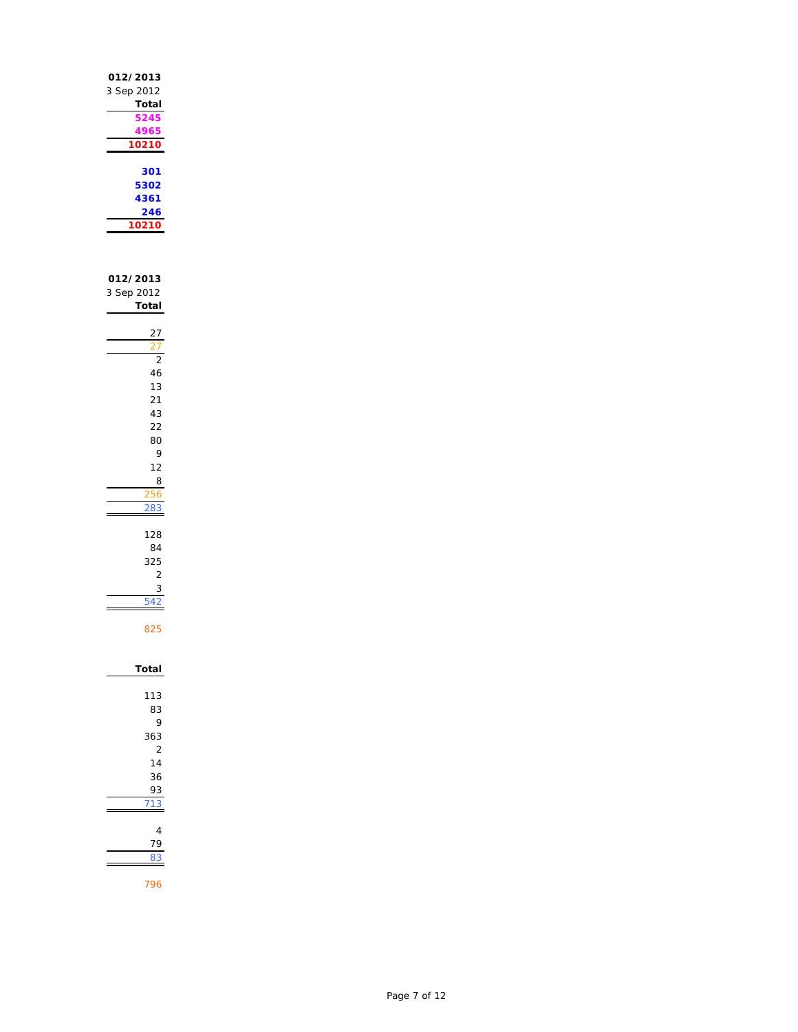| 012/2013 |
|---|
| 3 Sep 2012 |
| **Total** |
| 5245 |
| 4965 |
| 10210 |
| |
| 301 |
| 5302 |
| 4361 |
| 246 |
| 10210 |

| 012/2013 |
|---|
| 3 Sep 2012 |
| **Total** |
| |
| 27 |
| 27 |
| 2 |
| 46 |
| 13 |
| 21 |
| 43 |
| 22 |
| 80 |
| 9 |
| 12 |
| 8 |
| 256 |
| 283 |
| |
| 128 |
| 84 |
| 325 |
| 2 |
| 3 |
| 542 |
| |
| 825 |

| **Total** |
|---|
| |
| 113 |
| 83 |
| 9 |
| 363 |
| 2 |
| 14 |
| 36 |
| 93 |
| 713 |
| |
| 4 |
| 79 |
| 83 |
| |
| 796 |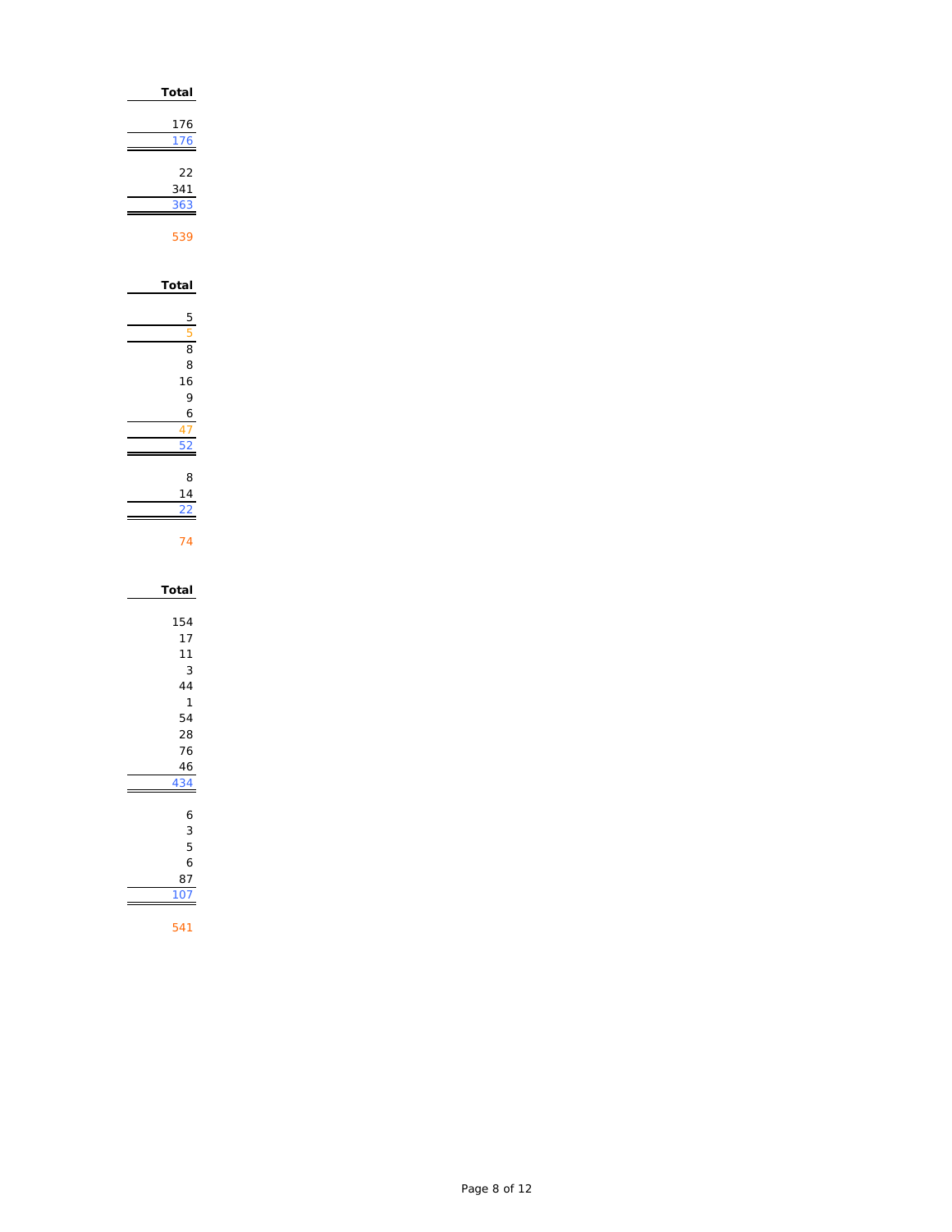| Total |
|---|
| 176 |
| 176 |
| |
| 22 |
| 341 |
| 363 |
| |
| 539 |

| Total |
|---|
| 5 |
| 5 |
| 8 |
| 8 |
| 16 |
| 9 |
| 6 |
| 47 |
| 52 |
| |
| 8 |
| 14 |
| 22 |
| |
| 74 |

| Total |
|---|
| 154 |
| 17 |
| 11 |
| 3 |
| 44 |
| 1 |
| 54 |
| 28 |
| 76 |
| 46 |
| 434 |
| |
| 6 |
| 3 |
| 5 |
| 6 |
| 87 |
| 107 |
| |
| 541 |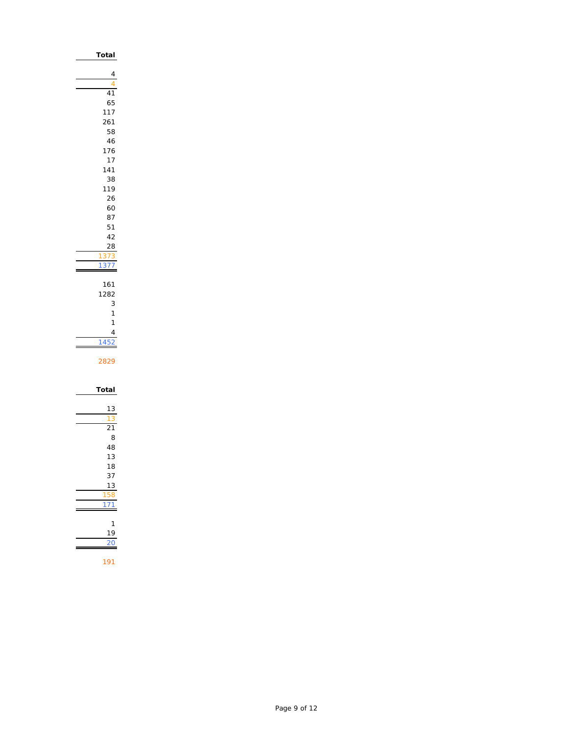| Total |
|---|
| 4 |
| 4 |
| 41 |
| 65 |
| 117 |
| 261 |
| 58 |
| 46 |
| 176 |
| 17 |
| 141 |
| 38 |
| 119 |
| 26 |
| 60 |
| 87 |
| 51 |
| 42 |
| 28 |
| 1373 |
| 1377 |
| |
| 161 |
| 1282 |
| 3 |
| 1 |
| 1 |
| 4 |
| 1452 |
| |
| 2829 |

| Total |
|---|
| 13 |
| 13 |
| 21 |
| 8 |
| 48 |
| 13 |
| 18 |
| 37 |
| 13 |
| 158 |
| 171 |
| |
| 1 |
| 19 |
| 20 |
| |
| 191 |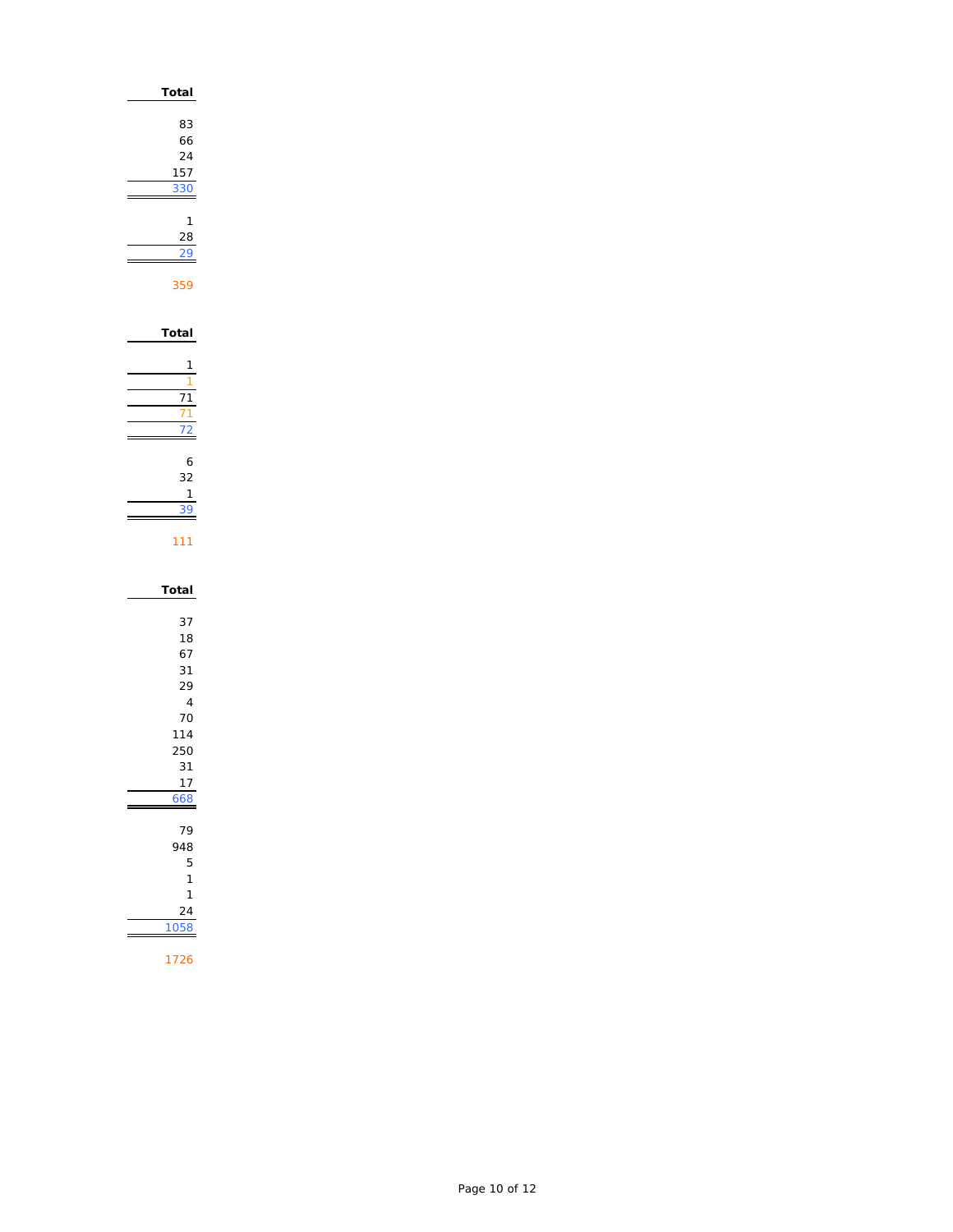| Total |
|---|
| 83 |
| 66 |
| 24 |
| 157 |
| 330 |
| |
| 1 |
| 28 |
| 29 |
| |
| 359 |

| Total |
|---|
| 1 |
| 1 |
| 71 |
| 71 |
| 72 |
| |
| 6 |
| 32 |
| 1 |
| 39 |
| |
| 111 |

| Total |
|---|
| 37 |
| 18 |
| 67 |
| 31 |
| 29 |
| 4 |
| 70 |
| 114 |
| 250 |
| 31 |
| 17 |
| 668 |
| |
| 79 |
| 948 |
| 5 |
| 1 |
| 1 |
| 24 |
| 1058 |
| |
| 1726 |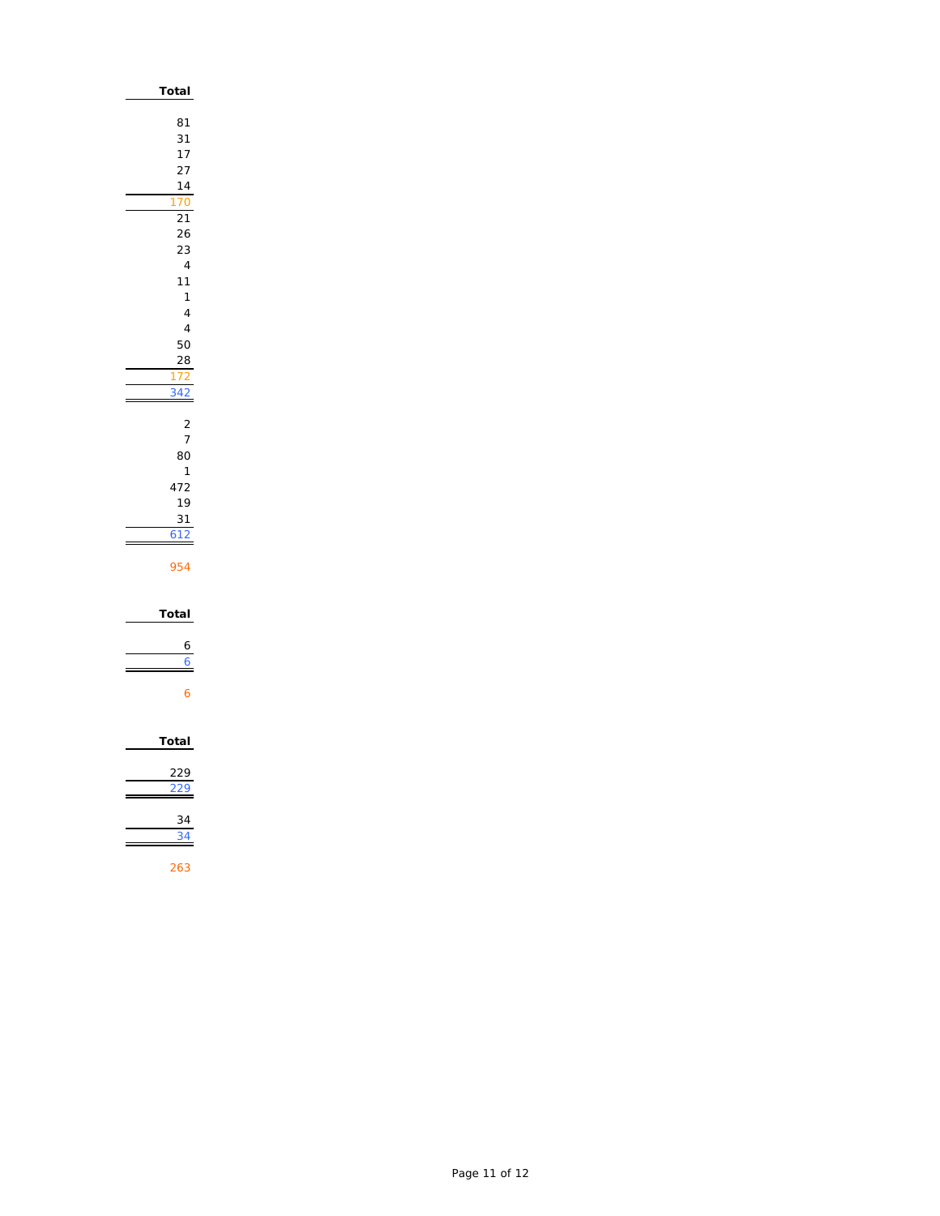| Total |
|---:|
| 81 |
| 31 |
| 17 |
| 27 |
| 14 |
| 170 |
| 21 |
| 26 |
| 23 |
| 4 |
| 11 |
| 1 |
| 4 |
| 4 |
| 50 |
| 28 |
| 172 |
| 342 |
| |
| 2 |
| 7 |
| 80 |
| 1 |
| 472 |
| 19 |
| 31 |
| 612 |
| |
| 954 |

| Total |
|---:|
| 6 |
| 6 |
| |
| 6 |

| Total |
|---:|
| 229 |
| 229 |
| |
| 34 |
| 34 |
| |
| 263 |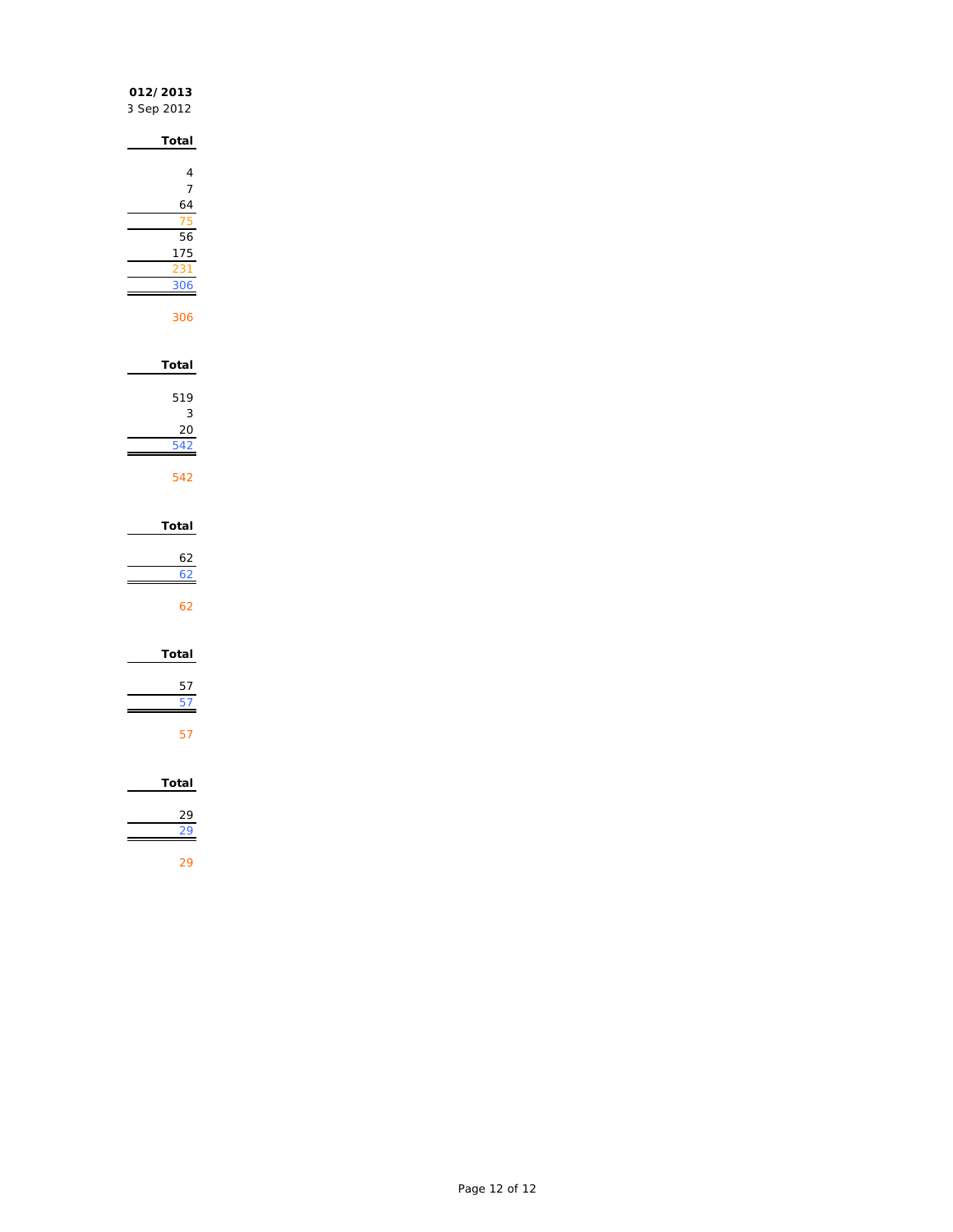**012/2013**
3 Sep 2012

| Total |
| --- |
| 4 |
| 7 |
| 64 |
| 75 |
| 56 |
| 175 |
| 231 |
| 306 |
| 306 |

| Total |
| --- |
| 519 |
| 3 |
| 20 |
| 542 |
| 542 |

| Total |
| --- |
| 62 |
| 62 |
| 62 |

| Total |
| --- |
| 57 |
| 57 |
| 57 |

| Total |
| --- |
| 29 |
| 29 |
| 29 |